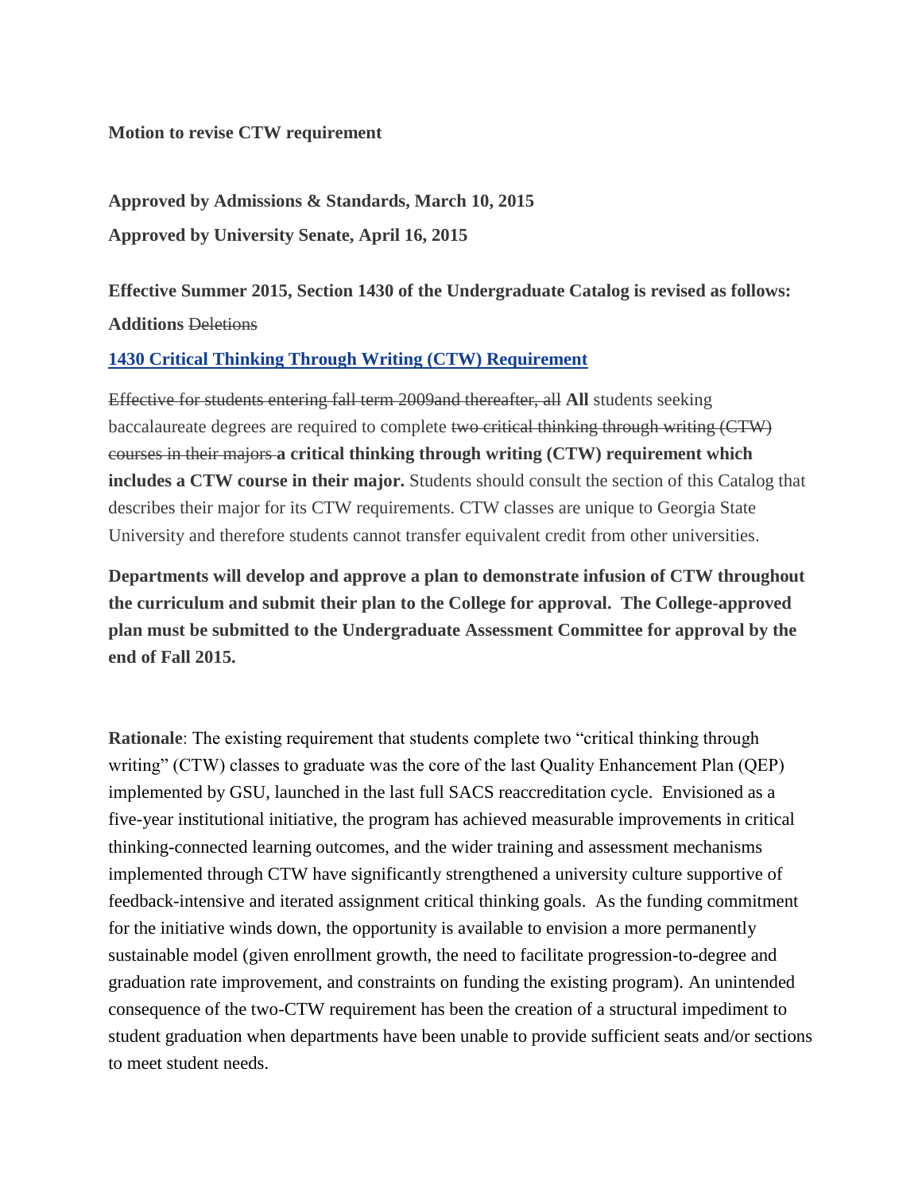**Motion to revise CTW requirement**

**Approved by Admissions & Standards, March 10, 2015**

**Approved by University Senate, April 16, 2015**

**Effective Summer 2015, Section 1430 of the Undergraduate Catalog is revised as follows:**

**Additions** ~~Deletions~~

**[1430 Critical Thinking Through Writing (CTW) Requirement]()**

~~Effective for students entering fall term 2009and thereafter, all~~ **All** students seeking baccalaureate degrees are required to complete ~~two critical thinking through writing (CTW) courses in their majors~~ **a critical thinking through writing (CTW) requirement which includes a CTW course in their major.** Students should consult the section of this Catalog that describes their major for its CTW requirements. CTW classes are unique to Georgia State University and therefore students cannot transfer equivalent credit from other universities.

**Departments will develop and approve a plan to demonstrate infusion of CTW throughout the curriculum and submit their plan to the College for approval. The College-approved plan must be submitted to the Undergraduate Assessment Committee for approval by the end of Fall 2015.**

**Rationale**: The existing requirement that students complete two "critical thinking through writing" (CTW) classes to graduate was the core of the last Quality Enhancement Plan (QEP) implemented by GSU, launched in the last full SACS reaccreditation cycle. Envisioned as a five-year institutional initiative, the program has achieved measurable improvements in critical thinking-connected learning outcomes, and the wider training and assessment mechanisms implemented through CTW have significantly strengthened a university culture supportive of feedback-intensive and iterated assignment critical thinking goals. As the funding commitment for the initiative winds down, the opportunity is available to envision a more permanently sustainable model (given enrollment growth, the need to facilitate progression-to-degree and graduation rate improvement, and constraints on funding the existing program). An unintended consequence of the two-CTW requirement has been the creation of a structural impediment to student graduation when departments have been unable to provide sufficient seats and/or sections to meet student needs.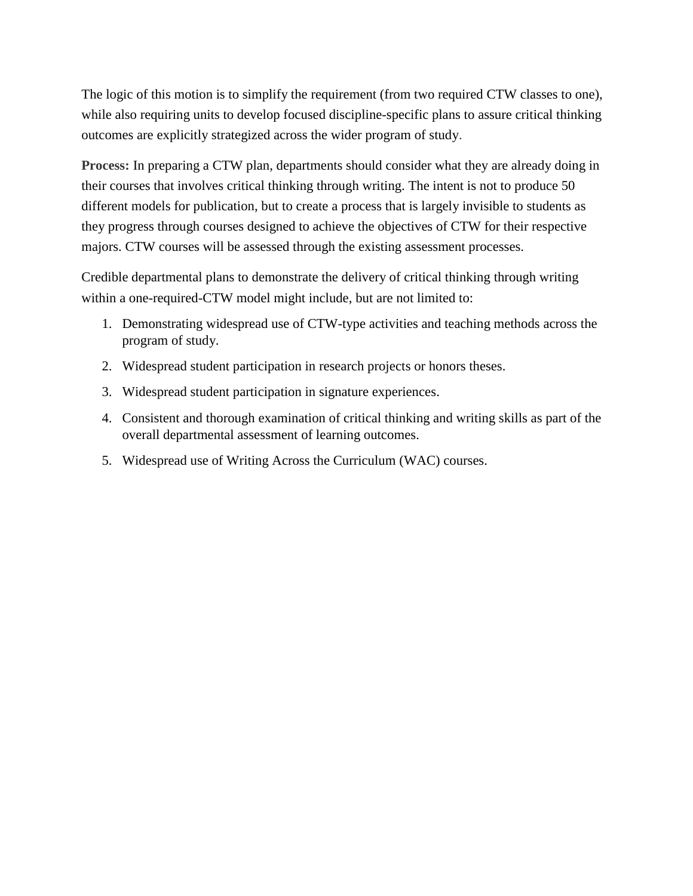The logic of this motion is to simplify the requirement (from two required CTW classes to one), while also requiring units to develop focused discipline-specific plans to assure critical thinking outcomes are explicitly strategized across the wider program of study.

**Process:** In preparing a CTW plan, departments should consider what they are already doing in their courses that involves critical thinking through writing. The intent is not to produce 50 different models for publication, but to create a process that is largely invisible to students as they progress through courses designed to achieve the objectives of CTW for their respective majors. CTW courses will be assessed through the existing assessment processes.

Credible departmental plans to demonstrate the delivery of critical thinking through writing within a one-required-CTW model might include, but are not limited to:

1. Demonstrating widespread use of CTW-type activities and teaching methods across the program of study.
2. Widespread student participation in research projects or honors theses.
3. Widespread student participation in signature experiences.
4. Consistent and thorough examination of critical thinking and writing skills as part of the overall departmental assessment of learning outcomes.
5. Widespread use of Writing Across the Curriculum (WAC) courses.